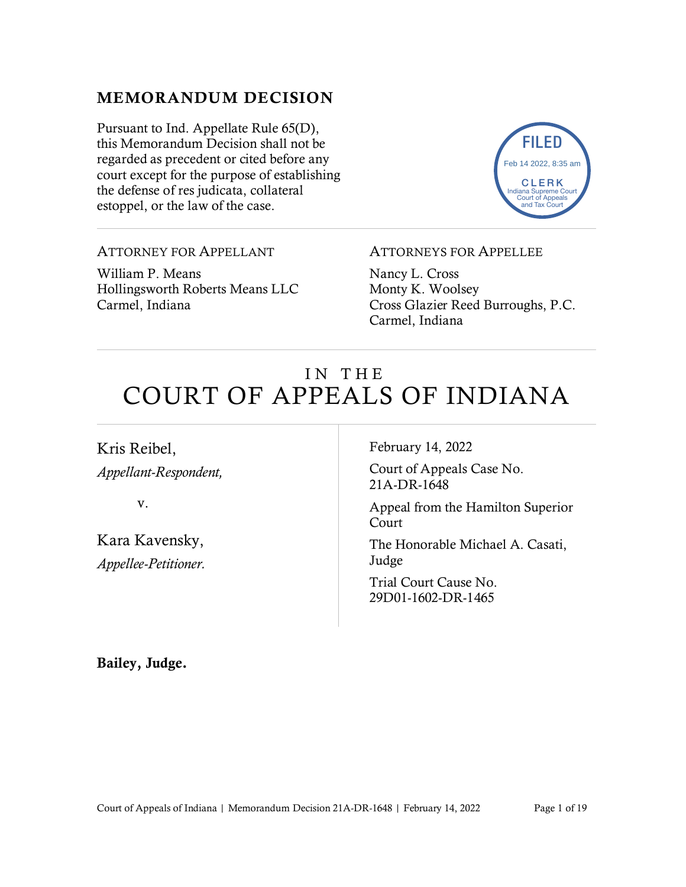## MEMORANDUM DECISION

Pursuant to Ind. Appellate Rule 65(D), this Memorandum Decision shall not be regarded as precedent or cited before any court except for the purpose of establishing the defense of res judicata, collateral estoppel, or the law of the case.

FILED
Feb 14 2022, 8:35 am
CLERK
Indiana Supreme Court
Court of Appeals
and Tax Court

---

ATTORNEY FOR APPELLANT

William P. Means
Hollingsworth Roberts Means LLC
Carmel, Indiana

ATTORNEYS FOR APPELLEE

Nancy L. Cross
Monty K. Woolsey
Cross Glazier Reed Burroughs, P.C.
Carmel, Indiana

---

# IN THE COURT OF APPEALS OF INDIANA

Kris Reibel,
*Appellant-Respondent,*

v.

Kara Kavensky,
*Appellee-Petitioner.*

February 14, 2022

Court of Appeals Case No. 21A-DR-1648

Appeal from the Hamilton Superior Court

The Honorable Michael A. Casati, Judge

Trial Court Cause No. 29D01-1602-DR-1465

**Bailey, Judge.**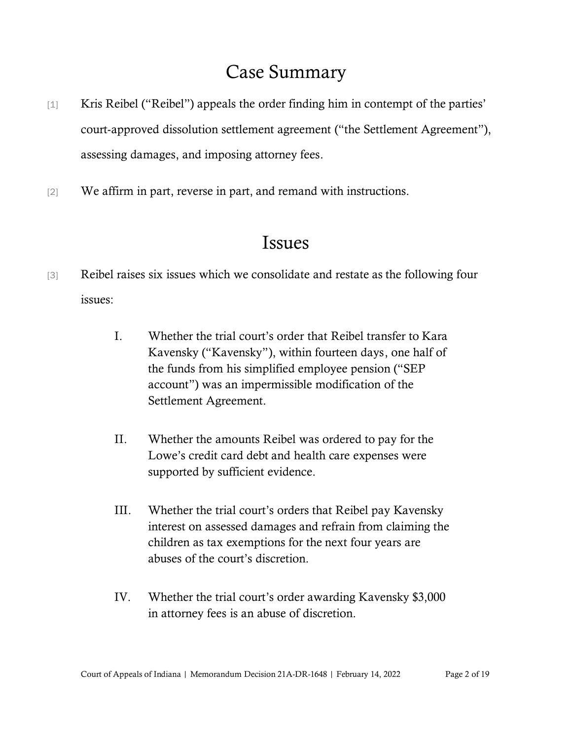# Case Summary

[1] Kris Reibel ("Reibel") appeals the order finding him in contempt of the parties' court-approved dissolution settlement agreement ("the Settlement Agreement"), assessing damages, and imposing attorney fees.

[2] We affirm in part, reverse in part, and remand with instructions.

# Issues

[3] Reibel raises six issues which we consolidate and restate as the following four issues:

> I. Whether the trial court's order that Reibel transfer to Kara Kavensky ("Kavensky"), within fourteen days, one half of the funds from his simplified employee pension ("SEP account") was an impermissible modification of the Settlement Agreement.
>
> II. Whether the amounts Reibel was ordered to pay for the Lowe's credit card debt and health care expenses were supported by sufficient evidence.
>
> III. Whether the trial court's orders that Reibel pay Kavensky interest on assessed damages and refrain from claiming the children as tax exemptions for the next four years are abuses of the court's discretion.
>
> IV. Whether the trial court's order awarding Kavensky $3,000 in attorney fees is an abuse of discretion.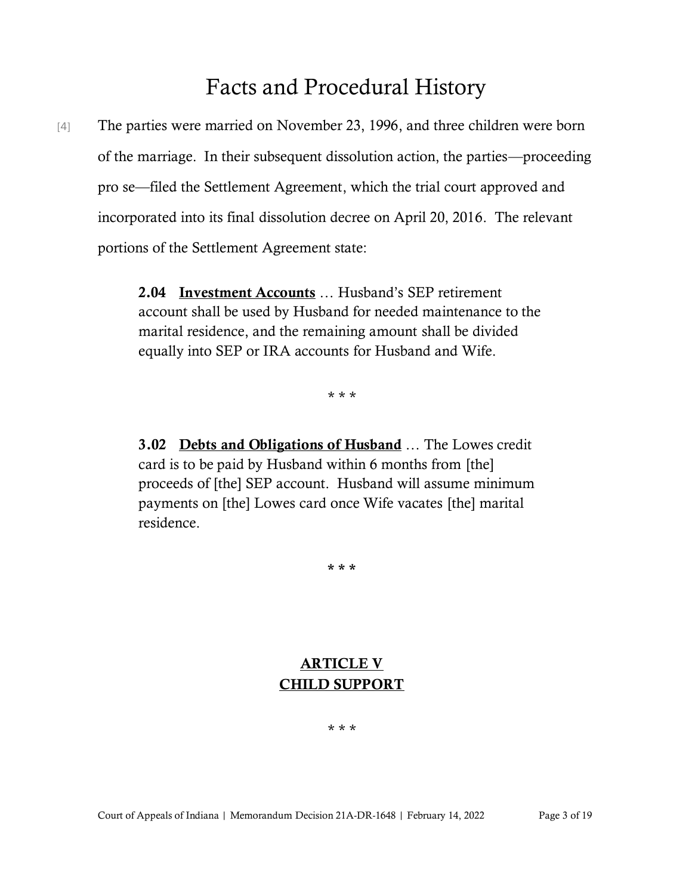# Facts and Procedural History

[4] The parties were married on November 23, 1996, and three children were born of the marriage. In their subsequent dissolution action, the parties—proceeding pro se—filed the Settlement Agreement, which the trial court approved and incorporated into its final dissolution decree on April 20, 2016. The relevant portions of the Settlement Agreement state:

> **2.04 <u>Investment Accounts</u>** … Husband's SEP retirement account shall be used by Husband for needed maintenance to the marital residence, and the remaining amount shall be divided equally into SEP or IRA accounts for Husband and Wife.
>
> \* \* \*
>
> **3.02 <u>Debts and Obligations of Husband</u>** … The Lowes credit card is to be paid by Husband within 6 months from [the] proceeds of [the] SEP account. Husband will assume minimum payments on [the] Lowes card once Wife vacates [the] marital residence.
>
> \* \* \*
>
> **<u>ARTICLE V</u>**
> **<u>CHILD SUPPORT</u>**
>
> \* \* \*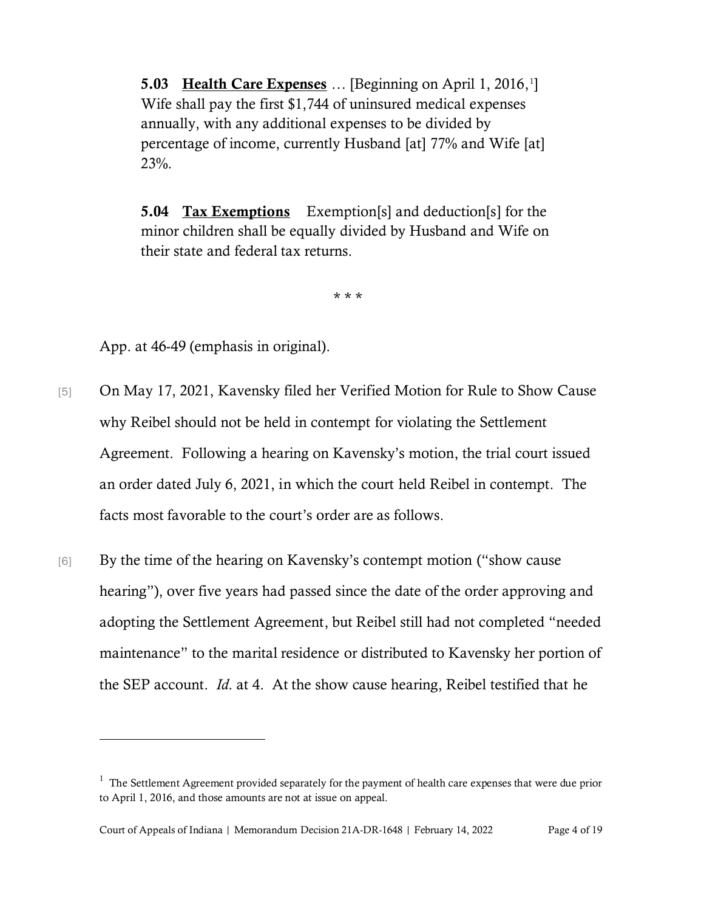> **5.03 <u>Health Care Expenses</u>** … [Beginning on April 1, 2016,[1]] Wife shall pay the first $1,744 of uninsured medical expenses annually, with any additional expenses to be divided by percentage of income, currently Husband [at] 77% and Wife [at] 23%.
>
> **5.04 <u>Tax Exemptions</u>** Exemption[s] and deduction[s] for the minor children shall be equally divided by Husband and Wife on their state and federal tax returns.
>
> \* \* \*

App. at 46-49 (emphasis in original).

[5] On May 17, 2021, Kavensky filed her Verified Motion for Rule to Show Cause why Reibel should not be held in contempt for violating the Settlement Agreement. Following a hearing on Kavensky's motion, the trial court issued an order dated July 6, 2021, in which the court held Reibel in contempt. The facts most favorable to the court's order are as follows.

[6] By the time of the hearing on Kavensky's contempt motion ("show cause hearing"), over five years had passed since the date of the order approving and adopting the Settlement Agreement, but Reibel still had not completed "needed maintenance" to the marital residence or distributed to Kavensky her portion of the SEP account. *Id.* at 4. At the show cause hearing, Reibel testified that he

---

[1] The Settlement Agreement provided separately for the payment of health care expenses that were due prior to April 1, 2016, and those amounts are not at issue on appeal.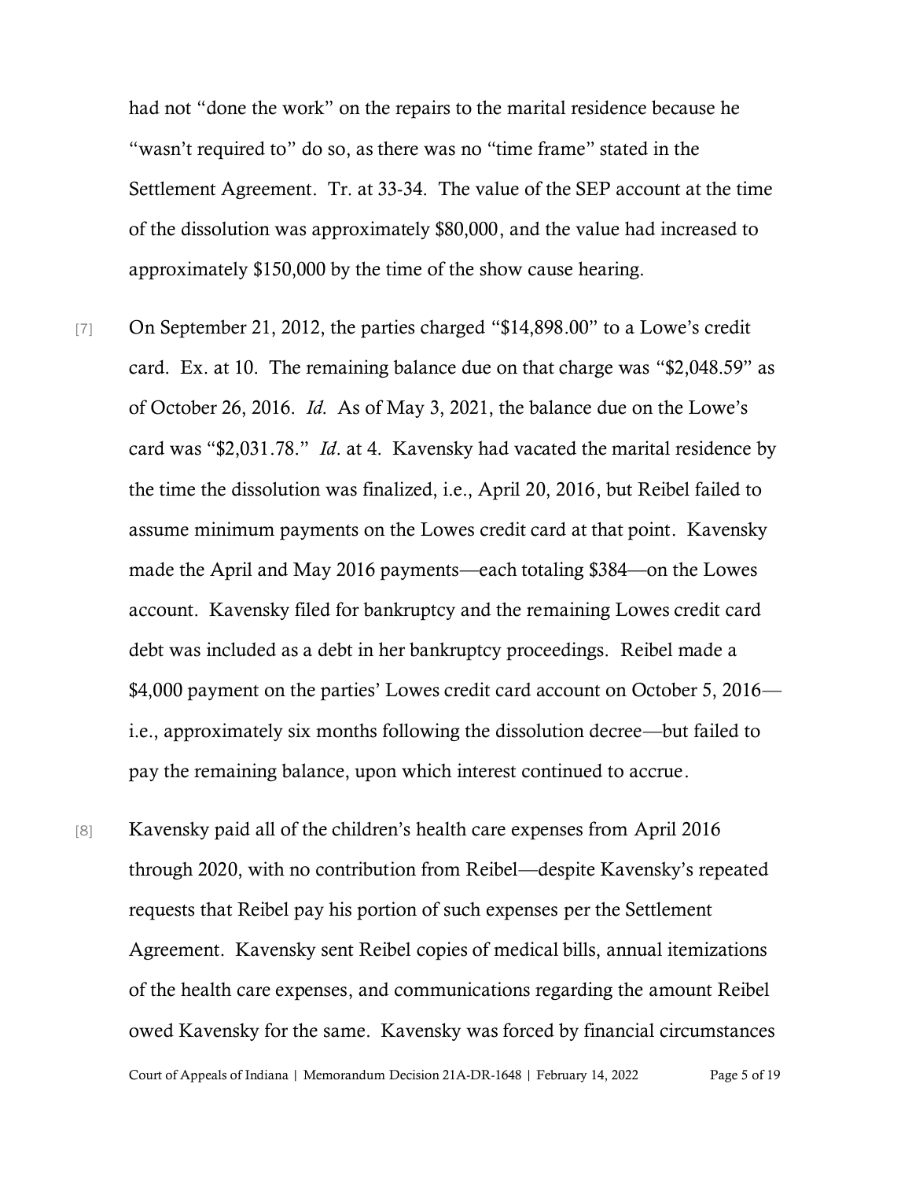had not "done the work" on the repairs to the marital residence because he "wasn't required to" do so, as there was no "time frame" stated in the Settlement Agreement. Tr. at 33-34. The value of the SEP account at the time of the dissolution was approximately $80,000, and the value had increased to approximately $150,000 by the time of the show cause hearing.

[7] On September 21, 2012, the parties charged "$14,898.00" to a Lowe's credit card. Ex. at 10. The remaining balance due on that charge was "$2,048.59" as of October 26, 2016. *Id.* As of May 3, 2021, the balance due on the Lowe's card was "$2,031.78." *Id*. at 4. Kavensky had vacated the marital residence by the time the dissolution was finalized, i.e., April 20, 2016, but Reibel failed to assume minimum payments on the Lowes credit card at that point. Kavensky made the April and May 2016 payments—each totaling $384—on the Lowes account. Kavensky filed for bankruptcy and the remaining Lowes credit card debt was included as a debt in her bankruptcy proceedings. Reibel made a $4,000 payment on the parties' Lowes credit card account on October 5, 2016—i.e., approximately six months following the dissolution decree—but failed to pay the remaining balance, upon which interest continued to accrue.

[8] Kavensky paid all of the children's health care expenses from April 2016 through 2020, with no contribution from Reibel—despite Kavensky's repeated requests that Reibel pay his portion of such expenses per the Settlement Agreement. Kavensky sent Reibel copies of medical bills, annual itemizations of the health care expenses, and communications regarding the amount Reibel owed Kavensky for the same. Kavensky was forced by financial circumstances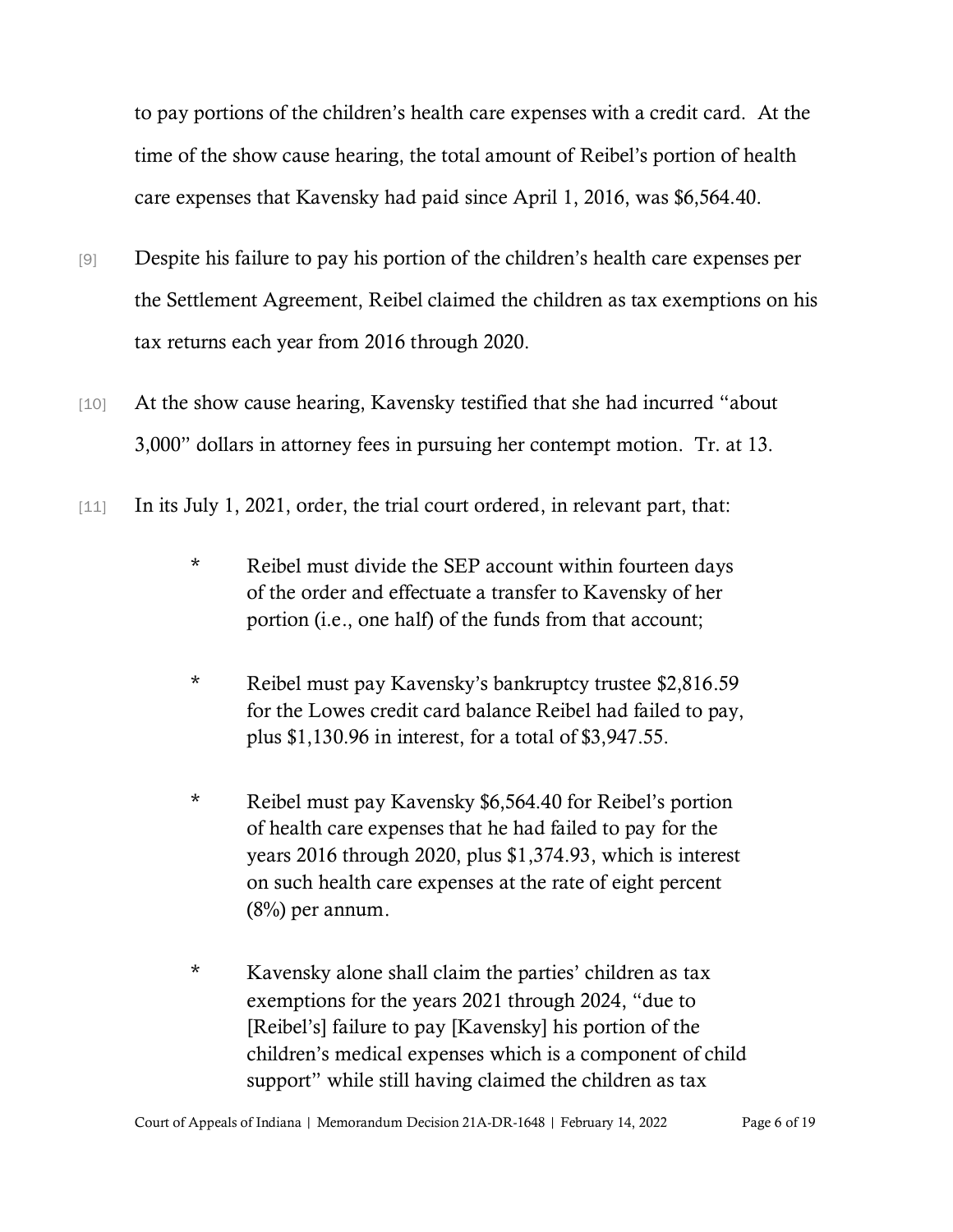to pay portions of the children's health care expenses with a credit card. At the time of the show cause hearing, the total amount of Reibel's portion of health care expenses that Kavensky had paid since April 1, 2016, was $6,564.40.

[9] Despite his failure to pay his portion of the children's health care expenses per the Settlement Agreement, Reibel claimed the children as tax exemptions on his tax returns each year from 2016 through 2020.

[10] At the show cause hearing, Kavensky testified that she had incurred "about 3,000" dollars in attorney fees in pursuing her contempt motion. Tr. at 13.

[11] In its July 1, 2021, order, the trial court ordered, in relevant part, that:

> * Reibel must divide the SEP account within fourteen days of the order and effectuate a transfer to Kavensky of her portion (i.e., one half) of the funds from that account;
>
> * Reibel must pay Kavensky's bankruptcy trustee $2,816.59 for the Lowes credit card balance Reibel had failed to pay, plus $1,130.96 in interest, for a total of $3,947.55.
>
> * Reibel must pay Kavensky $6,564.40 for Reibel's portion of health care expenses that he had failed to pay for the years 2016 through 2020, plus $1,374.93, which is interest on such health care expenses at the rate of eight percent (8%) per annum.
>
> * Kavensky alone shall claim the parties' children as tax exemptions for the years 2021 through 2024, "due to [Reibel's] failure to pay [Kavensky] his portion of the children's medical expenses which is a component of child support" while still having claimed the children as tax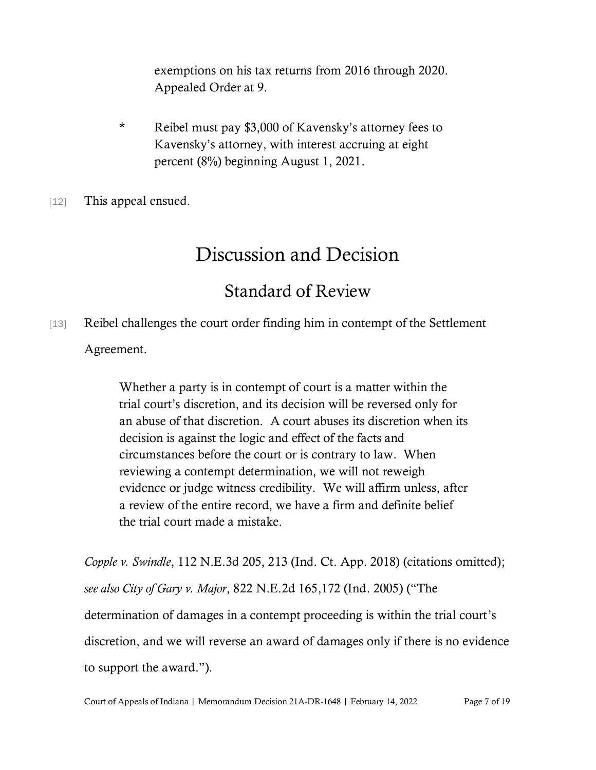exemptions on his tax returns from 2016 through 2020. Appealed Order at 9.

\* Reibel must pay $3,000 of Kavensky's attorney fees to Kavensky's attorney, with interest accruing at eight percent (8%) beginning August 1, 2021.

[12] This appeal ensued.

# Discussion and Decision

## Standard of Review

[13] Reibel challenges the court order finding him in contempt of the Settlement Agreement.

> Whether a party is in contempt of court is a matter within the trial court's discretion, and its decision will be reversed only for an abuse of that discretion. A court abuses its discretion when its decision is against the logic and effect of the facts and circumstances before the court or is contrary to law. When reviewing a contempt determination, we will not reweigh evidence or judge witness credibility. We will affirm unless, after a review of the entire record, we have a firm and definite belief the trial court made a mistake.

*Copple v. Swindle*, 112 N.E.3d 205, 213 (Ind. Ct. App. 2018) (citations omitted); *see also City of Gary v. Major*, 822 N.E.2d 165,172 (Ind. 2005) ("The determination of damages in a contempt proceeding is within the trial court's discretion, and we will reverse an award of damages only if there is no evidence to support the award.").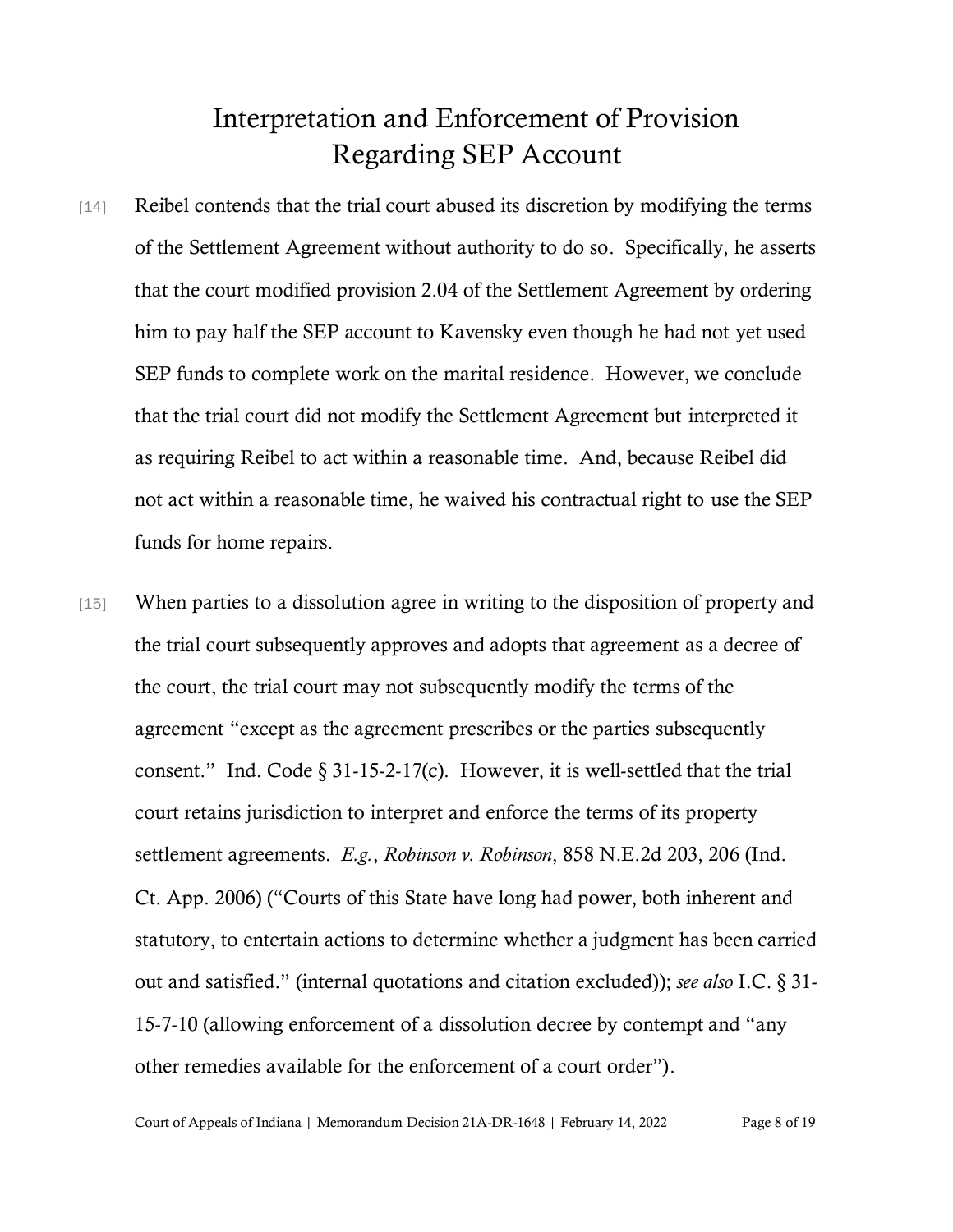## Interpretation and Enforcement of Provision Regarding SEP Account

[14] Reibel contends that the trial court abused its discretion by modifying the terms of the Settlement Agreement without authority to do so. Specifically, he asserts that the court modified provision 2.04 of the Settlement Agreement by ordering him to pay half the SEP account to Kavensky even though he had not yet used SEP funds to complete work on the marital residence. However, we conclude that the trial court did not modify the Settlement Agreement but interpreted it as requiring Reibel to act within a reasonable time. And, because Reibel did not act within a reasonable time, he waived his contractual right to use the SEP funds for home repairs.

[15] When parties to a dissolution agree in writing to the disposition of property and the trial court subsequently approves and adopts that agreement as a decree of the court, the trial court may not subsequently modify the terms of the agreement "except as the agreement prescribes or the parties subsequently consent." Ind. Code § 31-15-2-17(c). However, it is well-settled that the trial court retains jurisdiction to interpret and enforce the terms of its property settlement agreements. *E.g.*, *Robinson v. Robinson*, 858 N.E.2d 203, 206 (Ind. Ct. App. 2006) ("Courts of this State have long had power, both inherent and statutory, to entertain actions to determine whether a judgment has been carried out and satisfied." (internal quotations and citation excluded)); *see also* I.C. § 31-15-7-10 (allowing enforcement of a dissolution decree by contempt and "any other remedies available for the enforcement of a court order").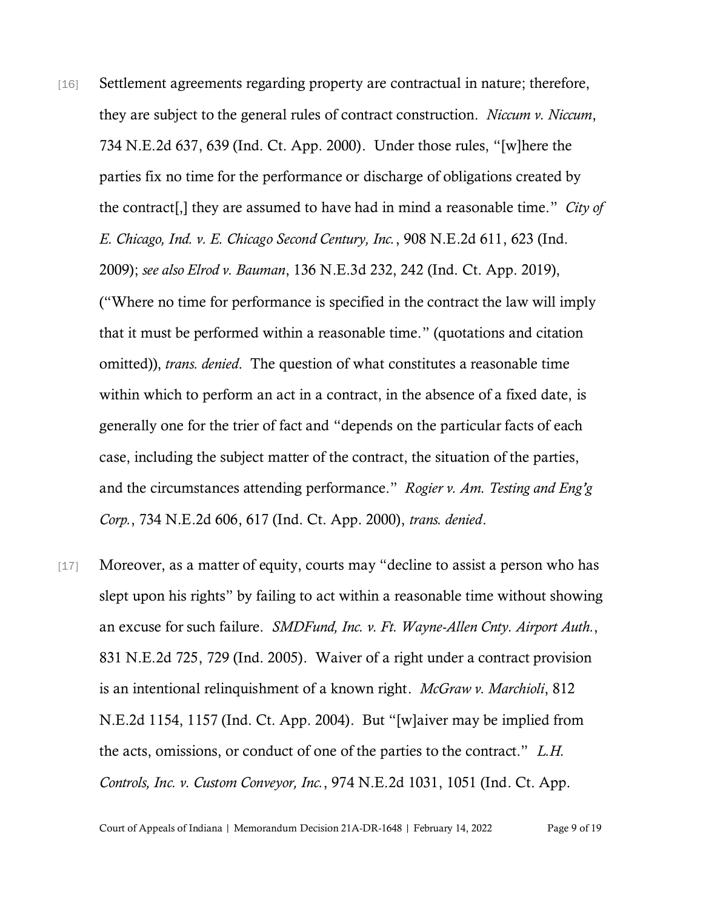[16] Settlement agreements regarding property are contractual in nature; therefore, they are subject to the general rules of contract construction. *Niccum v. Niccum*, 734 N.E.2d 637, 639 (Ind. Ct. App. 2000). Under those rules, "[w]here the parties fix no time for the performance or discharge of obligations created by the contract[,] they are assumed to have had in mind a reasonable time." *City of E. Chicago, Ind. v. E. Chicago Second Century, Inc.*, 908 N.E.2d 611, 623 (Ind. 2009); *see also Elrod v. Bauman*, 136 N.E.3d 232, 242 (Ind. Ct. App. 2019), ("Where no time for performance is specified in the contract the law will imply that it must be performed within a reasonable time." (quotations and citation omitted)), *trans. denied*. The question of what constitutes a reasonable time within which to perform an act in a contract, in the absence of a fixed date, is generally one for the trier of fact and "depends on the particular facts of each case, including the subject matter of the contract, the situation of the parties, and the circumstances attending performance." *Rogier v. Am. Testing and Eng'g Corp.*, 734 N.E.2d 606, 617 (Ind. Ct. App. 2000), *trans. denied*.

[17] Moreover, as a matter of equity, courts may "decline to assist a person who has slept upon his rights" by failing to act within a reasonable time without showing an excuse for such failure. *SMDFund, Inc. v. Ft. Wayne-Allen Cnty. Airport Auth.*, 831 N.E.2d 725, 729 (Ind. 2005). Waiver of a right under a contract provision is an intentional relinquishment of a known right. *McGraw v. Marchioli*, 812 N.E.2d 1154, 1157 (Ind. Ct. App. 2004). But "[w]aiver may be implied from the acts, omissions, or conduct of one of the parties to the contract." *L.H. Controls, Inc. v. Custom Conveyor, Inc.*, 974 N.E.2d 1031, 1051 (Ind. Ct. App.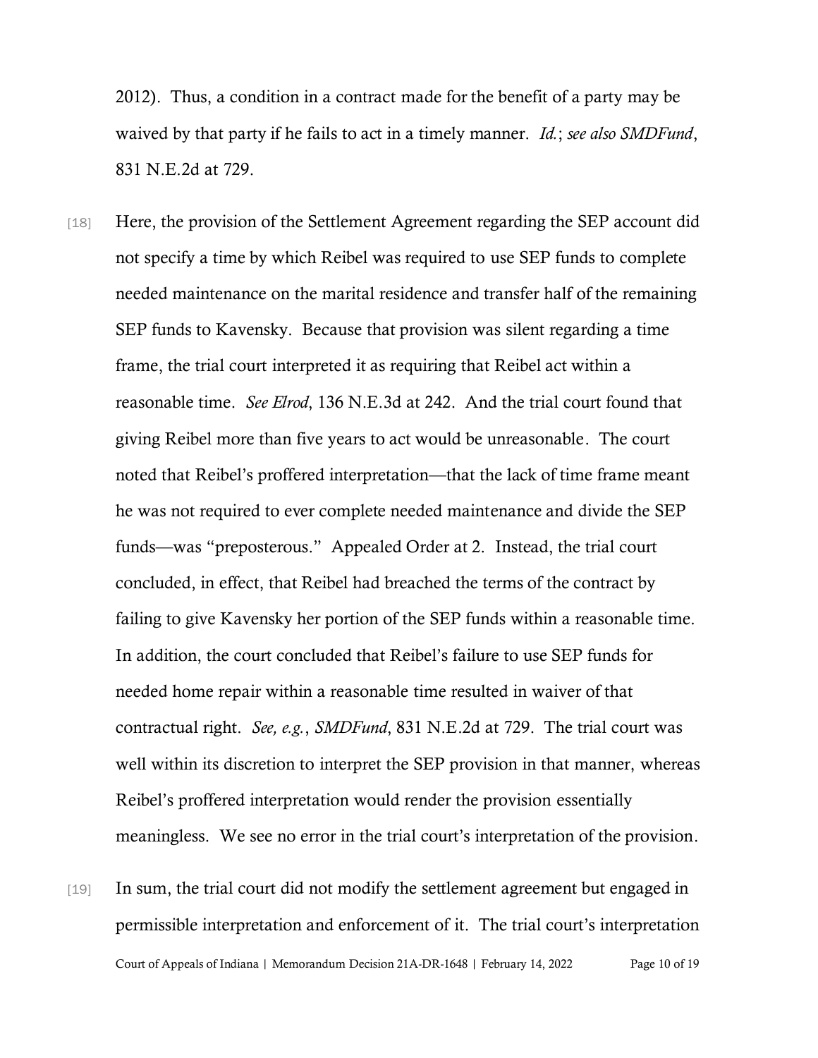2012). Thus, a condition in a contract made for the benefit of a party may be waived by that party if he fails to act in a timely manner. *Id.*; *see also SMDFund*, 831 N.E.2d at 729.

[18] Here, the provision of the Settlement Agreement regarding the SEP account did not specify a time by which Reibel was required to use SEP funds to complete needed maintenance on the marital residence and transfer half of the remaining SEP funds to Kavensky. Because that provision was silent regarding a time frame, the trial court interpreted it as requiring that Reibel act within a reasonable time. *See Elrod*, 136 N.E.3d at 242. And the trial court found that giving Reibel more than five years to act would be unreasonable. The court noted that Reibel's proffered interpretation—that the lack of time frame meant he was not required to ever complete needed maintenance and divide the SEP funds—was "preposterous." Appealed Order at 2. Instead, the trial court concluded, in effect, that Reibel had breached the terms of the contract by failing to give Kavensky her portion of the SEP funds within a reasonable time. In addition, the court concluded that Reibel's failure to use SEP funds for needed home repair within a reasonable time resulted in waiver of that contractual right. *See, e.g.*, *SMDFund*, 831 N.E.2d at 729. The trial court was well within its discretion to interpret the SEP provision in that manner, whereas Reibel's proffered interpretation would render the provision essentially meaningless. We see no error in the trial court's interpretation of the provision.

[19] In sum, the trial court did not modify the settlement agreement but engaged in permissible interpretation and enforcement of it. The trial court's interpretation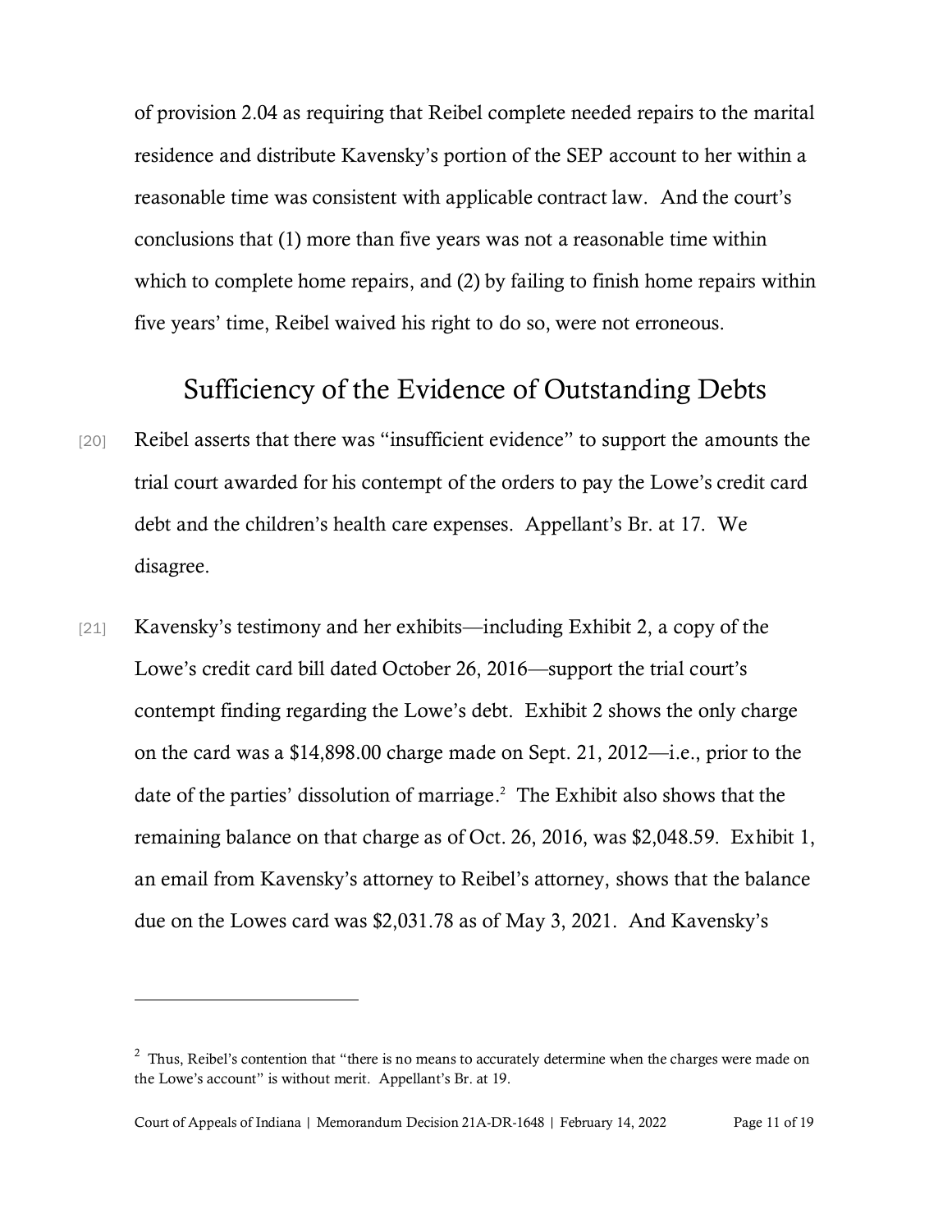of provision 2.04 as requiring that Reibel complete needed repairs to the marital residence and distribute Kavensky's portion of the SEP account to her within a reasonable time was consistent with applicable contract law. And the court's conclusions that (1) more than five years was not a reasonable time within which to complete home repairs, and (2) by failing to finish home repairs within five years' time, Reibel waived his right to do so, were not erroneous.

## Sufficiency of the Evidence of Outstanding Debts

[20] Reibel asserts that there was "insufficient evidence" to support the amounts the trial court awarded for his contempt of the orders to pay the Lowe's credit card debt and the children's health care expenses. Appellant's Br. at 17. We disagree.

[21] Kavensky's testimony and her exhibits—including Exhibit 2, a copy of the Lowe's credit card bill dated October 26, 2016—support the trial court's contempt finding regarding the Lowe's debt. Exhibit 2 shows the only charge on the card was a $14,898.00 charge made on Sept. 21, 2012—i.e., prior to the date of the parties' dissolution of marriage.[2] The Exhibit also shows that the remaining balance on that charge as of Oct. 26, 2016, was $2,048.59. Exhibit 1, an email from Kavensky's attorney to Reibel's attorney, shows that the balance due on the Lowes card was $2,031.78 as of May 3, 2021. And Kavensky's

---

[2] Thus, Reibel's contention that "there is no means to accurately determine when the charges were made on the Lowe's account" is without merit. Appellant's Br. at 19.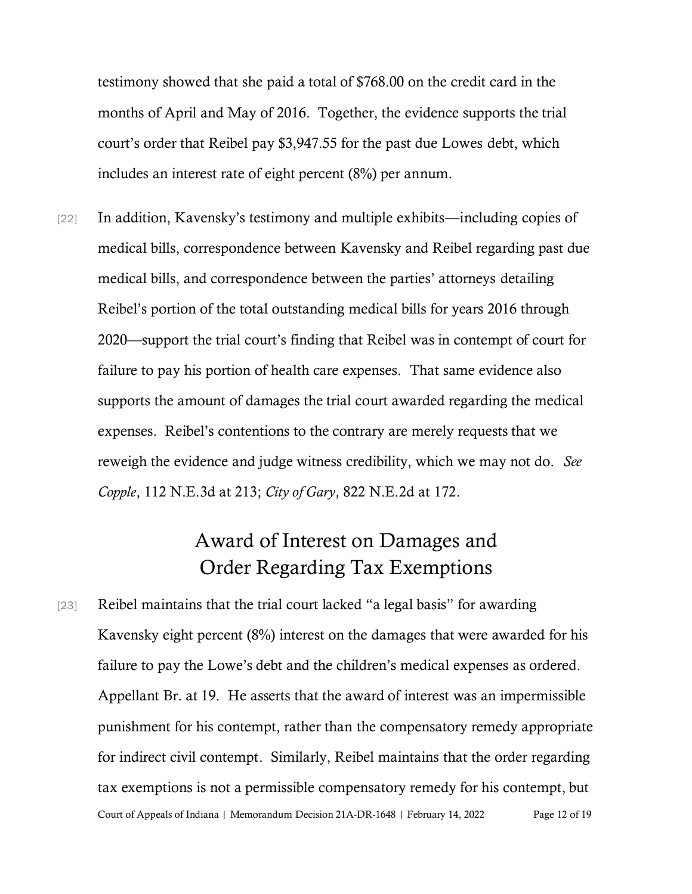testimony showed that she paid a total of $768.00 on the credit card in the months of April and May of 2016. Together, the evidence supports the trial court's order that Reibel pay $3,947.55 for the past due Lowes debt, which includes an interest rate of eight percent (8%) per annum.

[22] In addition, Kavensky's testimony and multiple exhibits—including copies of medical bills, correspondence between Kavensky and Reibel regarding past due medical bills, and correspondence between the parties' attorneys detailing Reibel's portion of the total outstanding medical bills for years 2016 through 2020—support the trial court's finding that Reibel was in contempt of court for failure to pay his portion of health care expenses. That same evidence also supports the amount of damages the trial court awarded regarding the medical expenses. Reibel's contentions to the contrary are merely requests that we reweigh the evidence and judge witness credibility, which we may not do. *See Copple*, 112 N.E.3d at 213; *City of Gary*, 822 N.E.2d at 172.

## Award of Interest on Damages and Order Regarding Tax Exemptions

[23] Reibel maintains that the trial court lacked "a legal basis" for awarding Kavensky eight percent (8%) interest on the damages that were awarded for his failure to pay the Lowe's debt and the children's medical expenses as ordered. Appellant Br. at 19. He asserts that the award of interest was an impermissible punishment for his contempt, rather than the compensatory remedy appropriate for indirect civil contempt. Similarly, Reibel maintains that the order regarding tax exemptions is not a permissible compensatory remedy for his contempt, but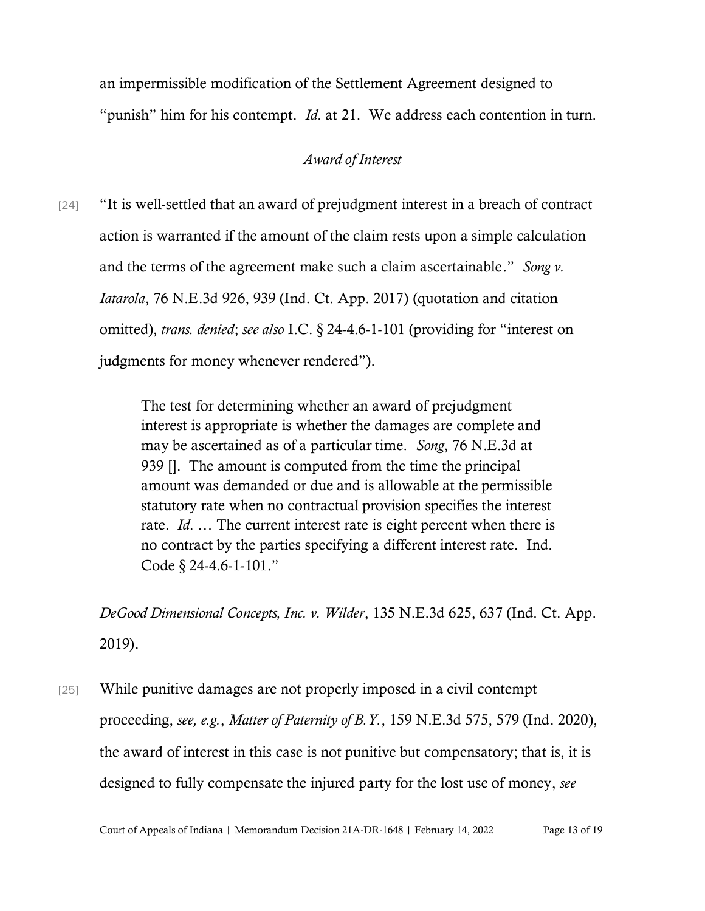an impermissible modification of the Settlement Agreement designed to "punish" him for his contempt. *Id.* at 21. We address each contention in turn.

*Award of Interest*

[24] "It is well-settled that an award of prejudgment interest in a breach of contract action is warranted if the amount of the claim rests upon a simple calculation and the terms of the agreement make such a claim ascertainable." *Song v. Iatarola*, 76 N.E.3d 926, 939 (Ind. Ct. App. 2017) (quotation and citation omitted), *trans. denied*; *see also* I.C. § 24-4.6-1-101 (providing for "interest on judgments for money whenever rendered").

> The test for determining whether an award of prejudgment interest is appropriate is whether the damages are complete and may be ascertained as of a particular time. *Song*, 76 N.E.3d at 939 []. The amount is computed from the time the principal amount was demanded or due and is allowable at the permissible statutory rate when no contractual provision specifies the interest rate. *Id.* … The current interest rate is eight percent when there is no contract by the parties specifying a different interest rate. Ind. Code § 24-4.6-1-101."

*DeGood Dimensional Concepts, Inc. v. Wilder*, 135 N.E.3d 625, 637 (Ind. Ct. App. 2019).

[25] While punitive damages are not properly imposed in a civil contempt proceeding, *see, e.g.*, *Matter of Paternity of B.Y.*, 159 N.E.3d 575, 579 (Ind. 2020), the award of interest in this case is not punitive but compensatory; that is, it is designed to fully compensate the injured party for the lost use of money, *see*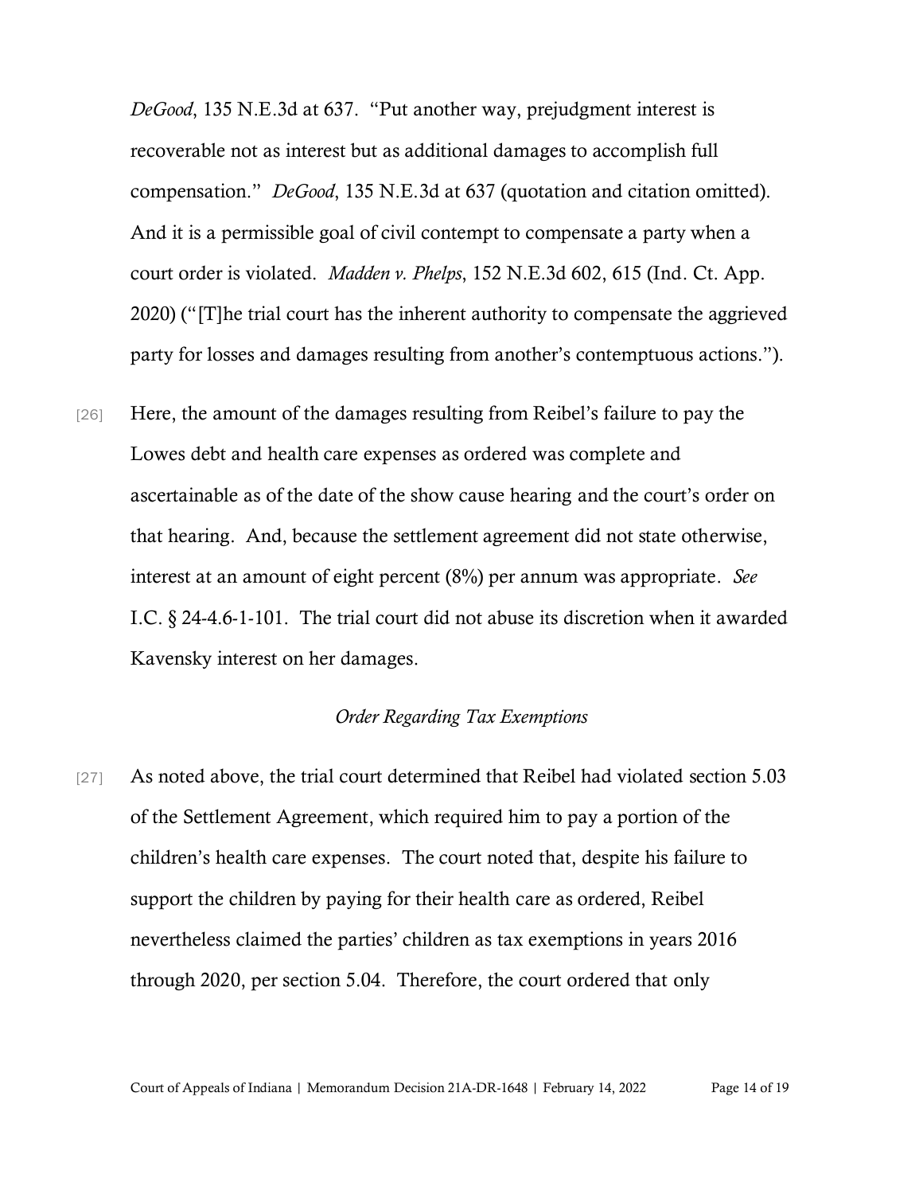*DeGood*, 135 N.E.3d at 637. "Put another way, prejudgment interest is recoverable not as interest but as additional damages to accomplish full compensation." *DeGood*, 135 N.E.3d at 637 (quotation and citation omitted). And it is a permissible goal of civil contempt to compensate a party when a court order is violated. *Madden v. Phelps*, 152 N.E.3d 602, 615 (Ind. Ct. App. 2020) ("[T]he trial court has the inherent authority to compensate the aggrieved party for losses and damages resulting from another's contemptuous actions.").

[26] Here, the amount of the damages resulting from Reibel's failure to pay the Lowes debt and health care expenses as ordered was complete and ascertainable as of the date of the show cause hearing and the court's order on that hearing. And, because the settlement agreement did not state otherwise, interest at an amount of eight percent (8%) per annum was appropriate. *See* I.C. § 24-4.6-1-101. The trial court did not abuse its discretion when it awarded Kavensky interest on her damages.

*Order Regarding Tax Exemptions*

[27] As noted above, the trial court determined that Reibel had violated section 5.03 of the Settlement Agreement, which required him to pay a portion of the children's health care expenses. The court noted that, despite his failure to support the children by paying for their health care as ordered, Reibel nevertheless claimed the parties' children as tax exemptions in years 2016 through 2020, per section 5.04. Therefore, the court ordered that only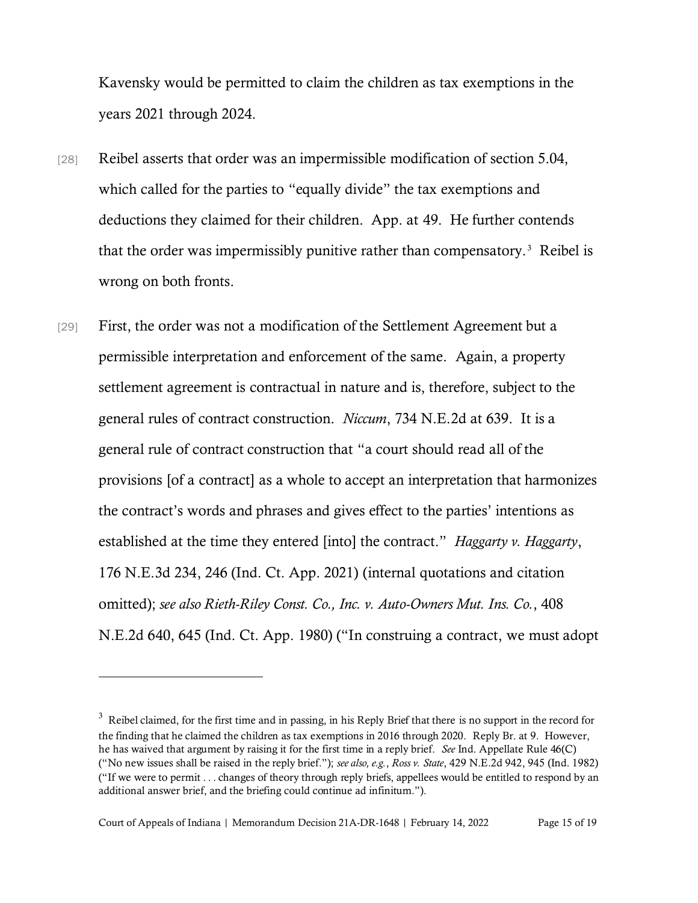Kavensky would be permitted to claim the children as tax exemptions in the years 2021 through 2024.

[28] Reibel asserts that order was an impermissible modification of section 5.04, which called for the parties to "equally divide" the tax exemptions and deductions they claimed for their children. App. at 49. He further contends that the order was impermissibly punitive rather than compensatory.[3] Reibel is wrong on both fronts.

[29] First, the order was not a modification of the Settlement Agreement but a permissible interpretation and enforcement of the same. Again, a property settlement agreement is contractual in nature and is, therefore, subject to the general rules of contract construction. *Niccum*, 734 N.E.2d at 639. It is a general rule of contract construction that "a court should read all of the provisions [of a contract] as a whole to accept an interpretation that harmonizes the contract's words and phrases and gives effect to the parties' intentions as established at the time they entered [into] the contract." *Haggarty v. Haggarty*, 176 N.E.3d 234, 246 (Ind. Ct. App. 2021) (internal quotations and citation omitted); *see also Rieth-Riley Const. Co., Inc. v. Auto-Owners Mut. Ins. Co.*, 408 N.E.2d 640, 645 (Ind. Ct. App. 1980) ("In construing a contract, we must adopt

---

[3] Reibel claimed, for the first time and in passing, in his Reply Brief that there is no support in the record for the finding that he claimed the children as tax exemptions in 2016 through 2020. Reply Br. at 9. However, he has waived that argument by raising it for the first time in a reply brief. *See* Ind. Appellate Rule 46(C) ("No new issues shall be raised in the reply brief."); *see also, e.g.*, *Ross v. State*, 429 N.E.2d 942, 945 (Ind. 1982) ("If we were to permit . . . changes of theory through reply briefs, appellees would be entitled to respond by an additional answer brief, and the briefing could continue ad infinitum.").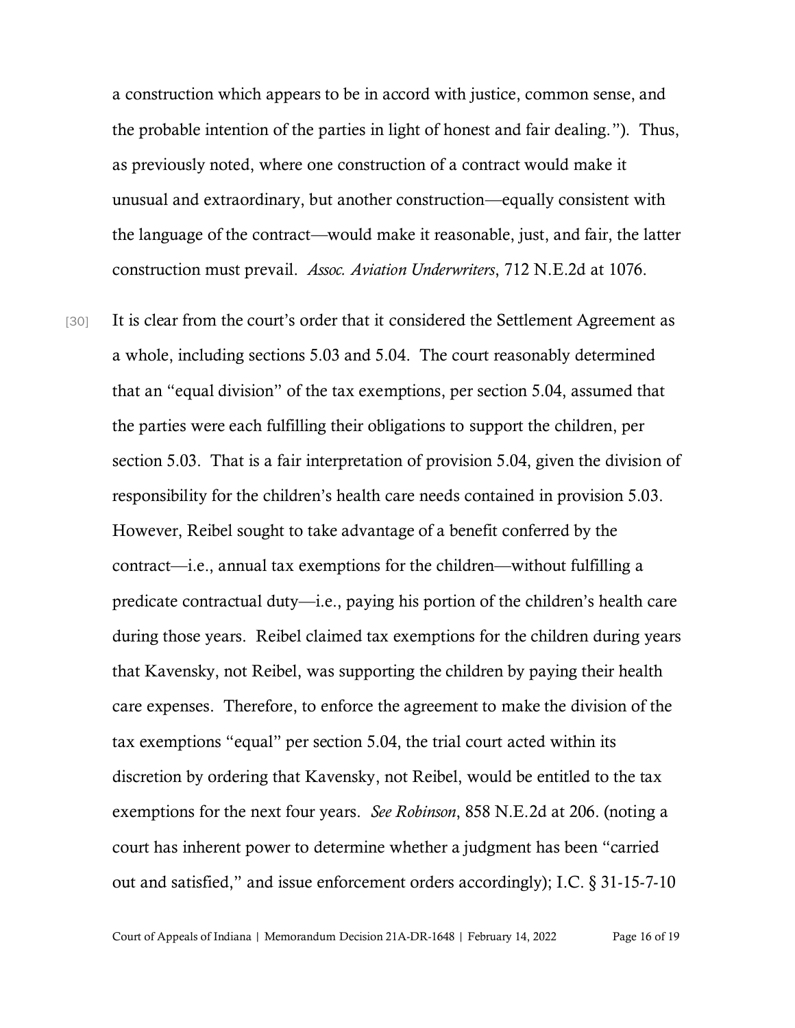a construction which appears to be in accord with justice, common sense, and the probable intention of the parties in light of honest and fair dealing."). Thus, as previously noted, where one construction of a contract would make it unusual and extraordinary, but another construction—equally consistent with the language of the contract—would make it reasonable, just, and fair, the latter construction must prevail. *Assoc. Aviation Underwriters*, 712 N.E.2d at 1076.

[30] It is clear from the court's order that it considered the Settlement Agreement as a whole, including sections 5.03 and 5.04. The court reasonably determined that an "equal division" of the tax exemptions, per section 5.04, assumed that the parties were each fulfilling their obligations to support the children, per section 5.03. That is a fair interpretation of provision 5.04, given the division of responsibility for the children's health care needs contained in provision 5.03. However, Reibel sought to take advantage of a benefit conferred by the contract—i.e., annual tax exemptions for the children—without fulfilling a predicate contractual duty—i.e., paying his portion of the children's health care during those years. Reibel claimed tax exemptions for the children during years that Kavensky, not Reibel, was supporting the children by paying their health care expenses. Therefore, to enforce the agreement to make the division of the tax exemptions "equal" per section 5.04, the trial court acted within its discretion by ordering that Kavensky, not Reibel, would be entitled to the tax exemptions for the next four years. *See Robinson*, 858 N.E.2d at 206. (noting a court has inherent power to determine whether a judgment has been "carried out and satisfied," and issue enforcement orders accordingly); I.C. § 31-15-7-10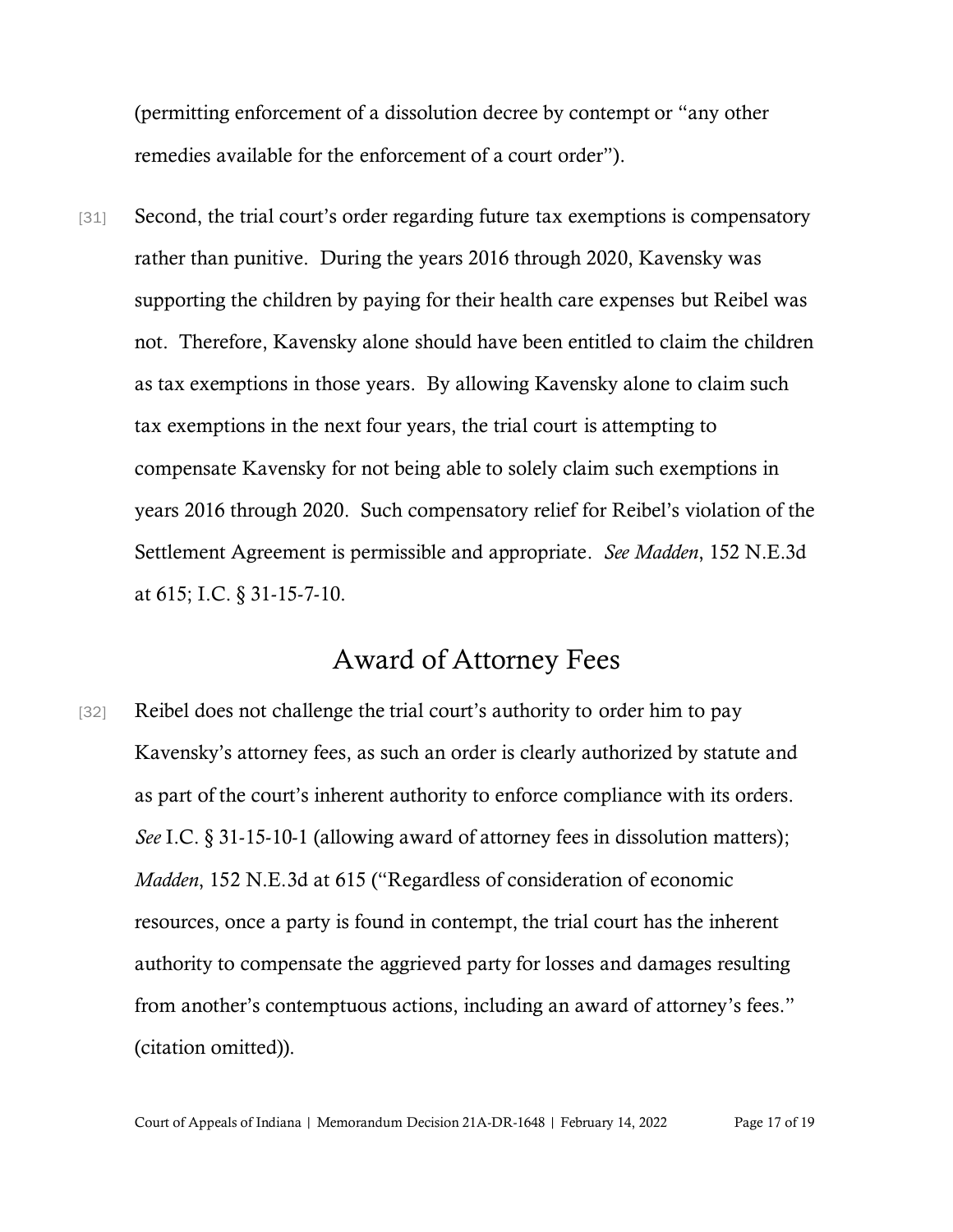(permitting enforcement of a dissolution decree by contempt or "any other remedies available for the enforcement of a court order").

[31] Second, the trial court's order regarding future tax exemptions is compensatory rather than punitive. During the years 2016 through 2020, Kavensky was supporting the children by paying for their health care expenses but Reibel was not. Therefore, Kavensky alone should have been entitled to claim the children as tax exemptions in those years. By allowing Kavensky alone to claim such tax exemptions in the next four years, the trial court is attempting to compensate Kavensky for not being able to solely claim such exemptions in years 2016 through 2020. Such compensatory relief for Reibel's violation of the Settlement Agreement is permissible and appropriate. *See Madden*, 152 N.E.3d at 615; I.C. § 31-15-7-10.

## Award of Attorney Fees

[32] Reibel does not challenge the trial court's authority to order him to pay Kavensky's attorney fees, as such an order is clearly authorized by statute and as part of the court's inherent authority to enforce compliance with its orders. *See* I.C. § 31-15-10-1 (allowing award of attorney fees in dissolution matters); *Madden*, 152 N.E.3d at 615 ("Regardless of consideration of economic resources, once a party is found in contempt, the trial court has the inherent authority to compensate the aggrieved party for losses and damages resulting from another's contemptuous actions, including an award of attorney's fees." (citation omitted)).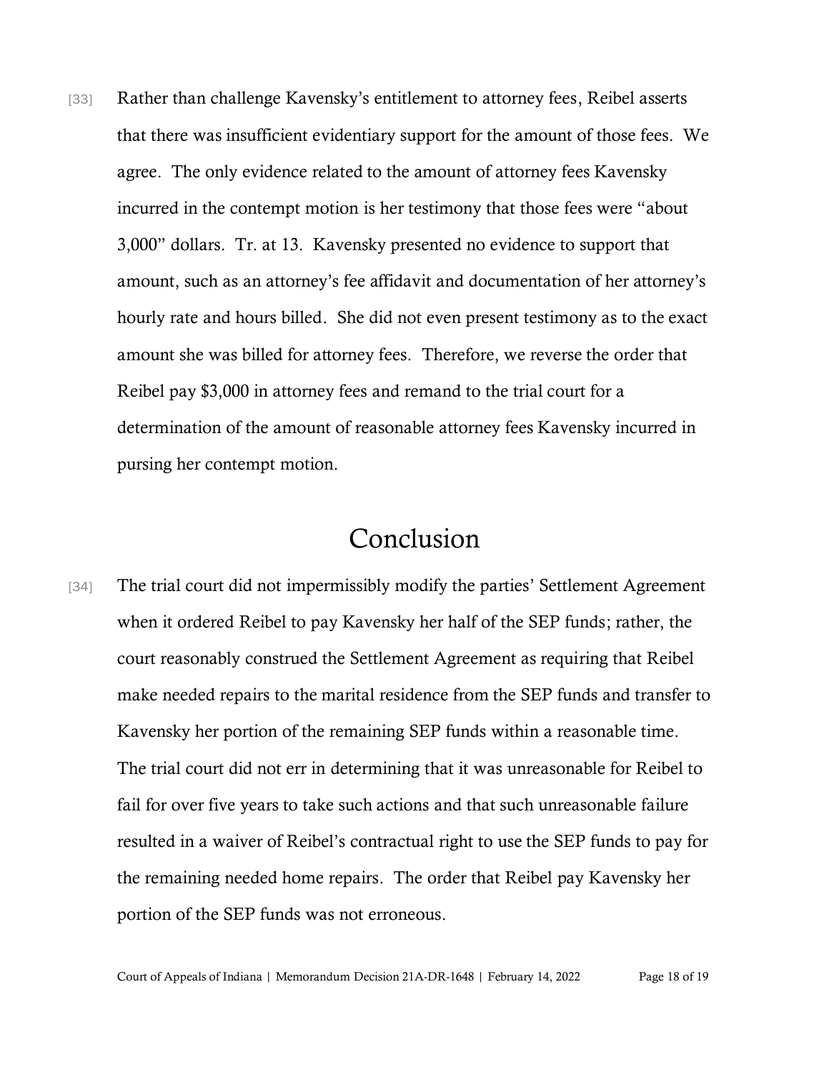[33] Rather than challenge Kavensky's entitlement to attorney fees, Reibel asserts that there was insufficient evidentiary support for the amount of those fees. We agree. The only evidence related to the amount of attorney fees Kavensky incurred in the contempt motion is her testimony that those fees were "about 3,000" dollars. Tr. at 13. Kavensky presented no evidence to support that amount, such as an attorney's fee affidavit and documentation of her attorney's hourly rate and hours billed. She did not even present testimony as to the exact amount she was billed for attorney fees. Therefore, we reverse the order that Reibel pay $3,000 in attorney fees and remand to the trial court for a determination of the amount of reasonable attorney fees Kavensky incurred in pursing her contempt motion.

# Conclusion

[34] The trial court did not impermissibly modify the parties' Settlement Agreement when it ordered Reibel to pay Kavensky her half of the SEP funds; rather, the court reasonably construed the Settlement Agreement as requiring that Reibel make needed repairs to the marital residence from the SEP funds and transfer to Kavensky her portion of the remaining SEP funds within a reasonable time. The trial court did not err in determining that it was unreasonable for Reibel to fail for over five years to take such actions and that such unreasonable failure resulted in a waiver of Reibel's contractual right to use the SEP funds to pay for the remaining needed home repairs. The order that Reibel pay Kavensky her portion of the SEP funds was not erroneous.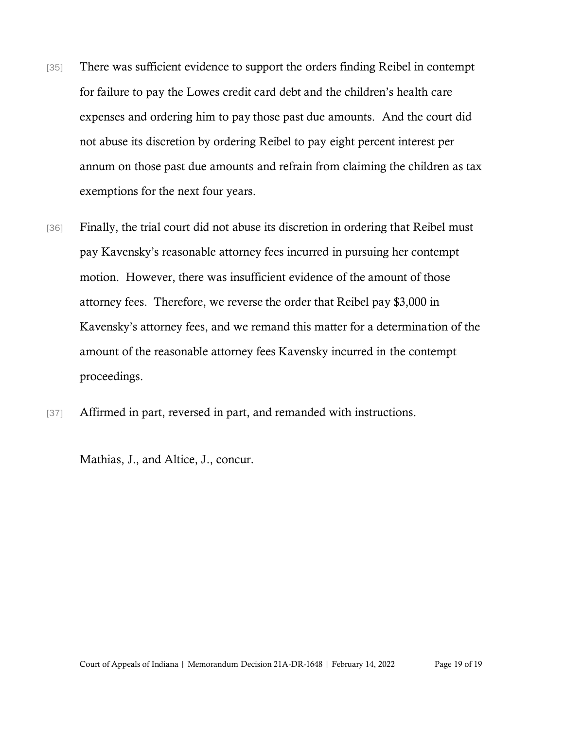[35] There was sufficient evidence to support the orders finding Reibel in contempt for failure to pay the Lowes credit card debt and the children's health care expenses and ordering him to pay those past due amounts. And the court did not abuse its discretion by ordering Reibel to pay eight percent interest per annum on those past due amounts and refrain from claiming the children as tax exemptions for the next four years.

[36] Finally, the trial court did not abuse its discretion in ordering that Reibel must pay Kavensky's reasonable attorney fees incurred in pursuing her contempt motion. However, there was insufficient evidence of the amount of those attorney fees. Therefore, we reverse the order that Reibel pay $3,000 in Kavensky's attorney fees, and we remand this matter for a determination of the amount of the reasonable attorney fees Kavensky incurred in the contempt proceedings.

[37] Affirmed in part, reversed in part, and remanded with instructions.

Mathias, J., and Altice, J., concur.